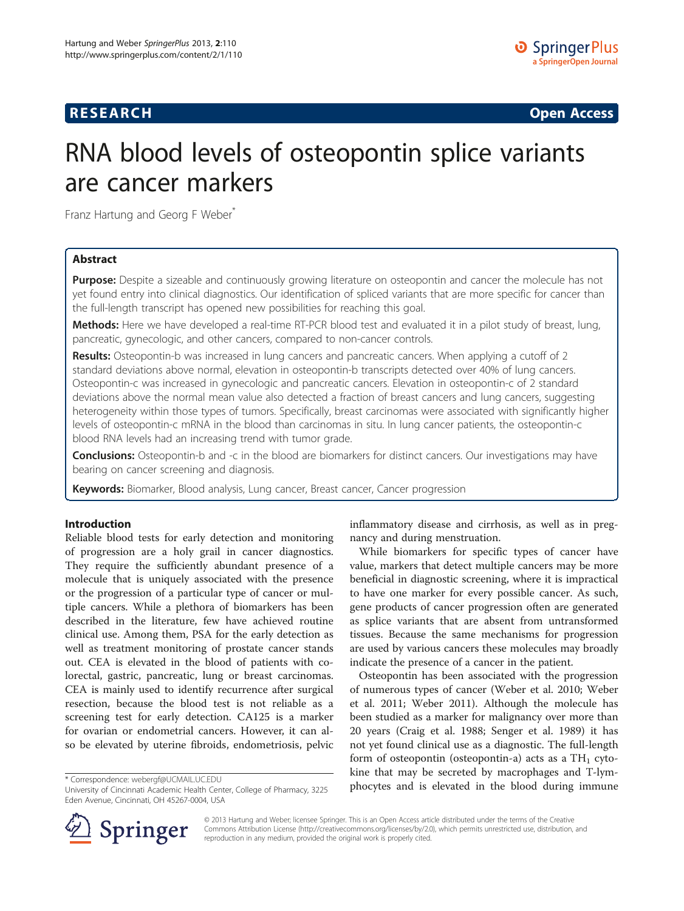# RESEARCH Open Access

# RNA blood levels of osteopontin splice variants are cancer markers

Franz Hartung and Georg F Weber*

## Abstract

**Purpose:** Despite a sizeable and continuously growing literature on osteopontin and cancer the molecule has not yet found entry into clinical diagnostics. Our identification of spliced variants that are more specific for cancer than the full-length transcript has opened new possibilities for reaching this goal.

**Methods:** Here we have developed a real-time RT-PCR blood test and evaluated it in a pilot study of breast, lung, pancreatic, gynecologic, and other cancers, compared to non-cancer controls.

**Results:** Osteopontin-b was increased in lung cancers and pancreatic cancers. When applying a cutoff of 2 standard deviations above normal, elevation in osteopontin-b transcripts detected over 40% of lung cancers. Osteopontin-c was increased in gynecologic and pancreatic cancers. Elevation in osteopontin-c of 2 standard deviations above the normal mean value also detected a fraction of breast cancers and lung cancers, suggesting heterogeneity within those types of tumors. Specifically, breast carcinomas were associated with significantly higher levels of osteopontin-c mRNA in the blood than carcinomas in situ. In lung cancer patients, the osteopontin-c blood RNA levels had an increasing trend with tumor grade.

**Conclusions:** Osteopontin-b and -c in the blood are biomarkers for distinct cancers. Our investigations may have bearing on cancer screening and diagnosis.

**Keywords:** Biomarker, Blood analysis, Lung cancer, Breast cancer, Cancer progression

## Introduction

Reliable blood tests for early detection and monitoring of progression are a holy grail in cancer diagnostics. They require the sufficiently abundant presence of a molecule that is uniquely associated with the presence or the progression of a particular type of cancer or multiple cancers. While a plethora of biomarkers has been described in the literature, few have achieved routine clinical use. Among them, PSA for the early detection as well as treatment monitoring of prostate cancer stands out. CEA is elevated in the blood of patients with colorectal, gastric, pancreatic, lung or breast carcinomas. CEA is mainly used to identify recurrence after surgical resection, because the blood test is not reliable as a screening test for early detection. CA125 is a marker for ovarian or endometrial cancers. However, it can also be elevated by uterine fibroids, endometriosis, pelvic inflammatory disease and cirrhosis, as well as in pregnancy and during menstruation.

While biomarkers for specific types of cancer have value, markers that detect multiple cancers may be more beneficial in diagnostic screening, where it is impractical to have one marker for every possible cancer. As such, gene products of cancer progression often are generated as splice variants that are absent from untransformed tissues. Because the same mechanisms for progression are used by various cancers these molecules may broadly indicate the presence of a cancer in the patient.

Osteopontin has been associated with the progression of numerous types of cancer (Weber et al. 2010; Weber et al. 2011; Weber 2011). Although the molecule has been studied as a marker for malignancy over more than 20 years (Craig et al. 1988; Senger et al. 1989) it has not yet found clinical use as a diagnostic. The full-length form of osteopontin (osteopontin-a) acts as a $TH_1$ cytokine that may be secreted by macrophages and T-lymphocytes and is elevated in the blood during immune

* Correspondence: webergf@UCMAIL.UC.EDU
University of Cincinnati Academic Health Center, College of Pharmacy, 3225 Eden Avenue, Cincinnati, OH 45267-0004, USA

© 2013 Hartung and Weber; licensee Springer. This is an Open Access article distributed under the terms of the Creative Commons Attribution License (http://creativecommons.org/licenses/by/2.0), which permits unrestricted use, distribution, and reproduction in any medium, provided the original work is properly cited.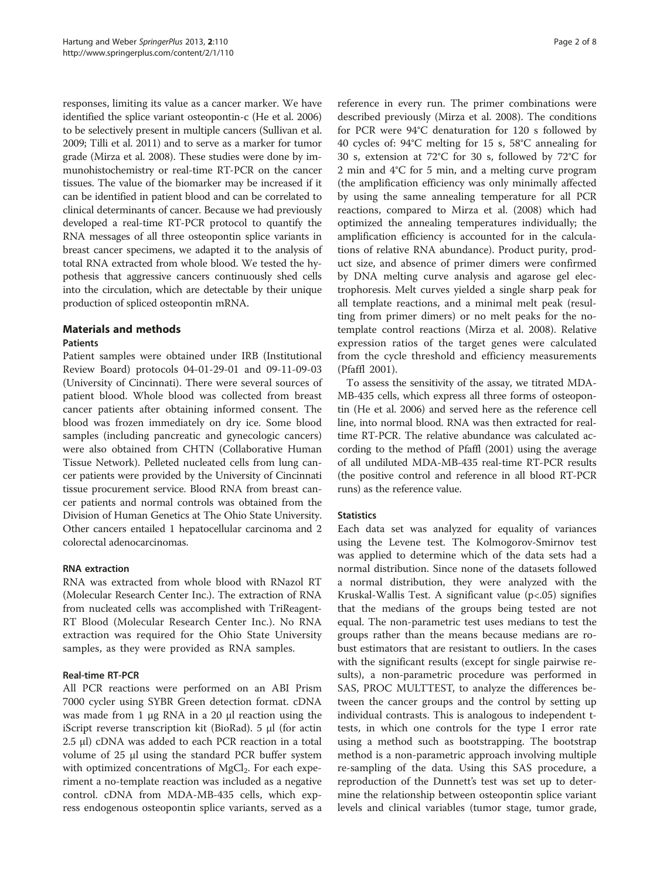responses, limiting its value as a cancer marker. We have identified the splice variant osteopontin-c (He et al. 2006) to be selectively present in multiple cancers (Sullivan et al. 2009; Tilli et al. 2011) and to serve as a marker for tumor grade (Mirza et al. 2008). These studies were done by immunohistochemistry or real-time RT-PCR on the cancer tissues. The value of the biomarker may be increased if it can be identified in patient blood and can be correlated to clinical determinants of cancer. Because we had previously developed a real-time RT-PCR protocol to quantify the RNA messages of all three osteopontin splice variants in breast cancer specimens, we adapted it to the analysis of total RNA extracted from whole blood. We tested the hypothesis that aggressive cancers continuously shed cells into the circulation, which are detectable by their unique production of spliced osteopontin mRNA.

## Materials and methods

### Patients

Patient samples were obtained under IRB (Institutional Review Board) protocols 04-01-29-01 and 09-11-09-03 (University of Cincinnati). There were several sources of patient blood. Whole blood was collected from breast cancer patients after obtaining informed consent. The blood was frozen immediately on dry ice. Some blood samples (including pancreatic and gynecologic cancers) were also obtained from CHTN (Collaborative Human Tissue Network). Pelleted nucleated cells from lung cancer patients were provided by the University of Cincinnati tissue procurement service. Blood RNA from breast cancer patients and normal controls was obtained from the Division of Human Genetics at The Ohio State University. Other cancers entailed 1 hepatocellular carcinoma and 2 colorectal adenocarcinomas.

### RNA extraction

RNA was extracted from whole blood with RNazol RT (Molecular Research Center Inc.). The extraction of RNA from nucleated cells was accomplished with TriReagent-RT Blood (Molecular Research Center Inc.). No RNA extraction was required for the Ohio State University samples, as they were provided as RNA samples.

### Real-time RT-PCR

All PCR reactions were performed on an ABI Prism 7000 cycler using SYBR Green detection format. cDNA was made from 1 μg RNA in a 20 μl reaction using the iScript reverse transcription kit (BioRad). 5 μl (for actin 2.5 μl) cDNA was added to each PCR reaction in a total volume of 25 μl using the standard PCR buffer system with optimized concentrations of $MgCl_2$. For each experiment a no-template reaction was included as a negative control. cDNA from MDA-MB-435 cells, which express endogenous osteopontin splice variants, served as a reference in every run. The primer combinations were described previously (Mirza et al. 2008). The conditions for PCR were 94°C denaturation for 120 s followed by 40 cycles of: 94°C melting for 15 s, 58°C annealing for 30 s, extension at 72°C for 30 s, followed by 72°C for 2 min and 4°C for 5 min, and a melting curve program (the amplification efficiency was only minimally affected by using the same annealing temperature for all PCR reactions, compared to Mirza et al. (2008) which had optimized the annealing temperatures individually; the amplification efficiency is accounted for in the calculations of relative RNA abundance). Product purity, product size, and absence of primer dimers were confirmed by DNA melting curve analysis and agarose gel electrophoresis. Melt curves yielded a single sharp peak for all template reactions, and a minimal melt peak (resulting from primer dimers) or no melt peaks for the no-template control reactions (Mirza et al. 2008). Relative expression ratios of the target genes were calculated from the cycle threshold and efficiency measurements (Pfaffl 2001).

To assess the sensitivity of the assay, we titrated MDA-MB-435 cells, which express all three forms of osteopontin (He et al. 2006) and served here as the reference cell line, into normal blood. RNA was then extracted for real-time RT-PCR. The relative abundance was calculated according to the method of Pfaffl (2001) using the average of all undiluted MDA-MB-435 real-time RT-PCR results (the positive control and reference in all blood RT-PCR runs) as the reference value.

### Statistics

Each data set was analyzed for equality of variances using the Levene test. The Kolmogorov-Smirnov test was applied to determine which of the data sets had a normal distribution. Since none of the datasets followed a normal distribution, they were analyzed with the Kruskal-Wallis Test. A significant value ($p<.05$) signifies that the medians of the groups being tested are not equal. The non-parametric test uses medians to test the groups rather than the means because medians are robust estimators that are resistant to outliers. In the cases with the significant results (except for single pairwise results), a non-parametric procedure was performed in SAS, PROC MULTTEST, to analyze the differences between the cancer groups and the control by setting up individual contrasts. This is analogous to independent t-tests, in which one controls for the type I error rate using a method such as bootstrapping. The bootstrap method is a non-parametric approach involving multiple re-sampling of the data. Using this SAS procedure, a reproduction of the Dunnett's test was set up to determine the relationship between osteopontin splice variant levels and clinical variables (tumor stage, tumor grade,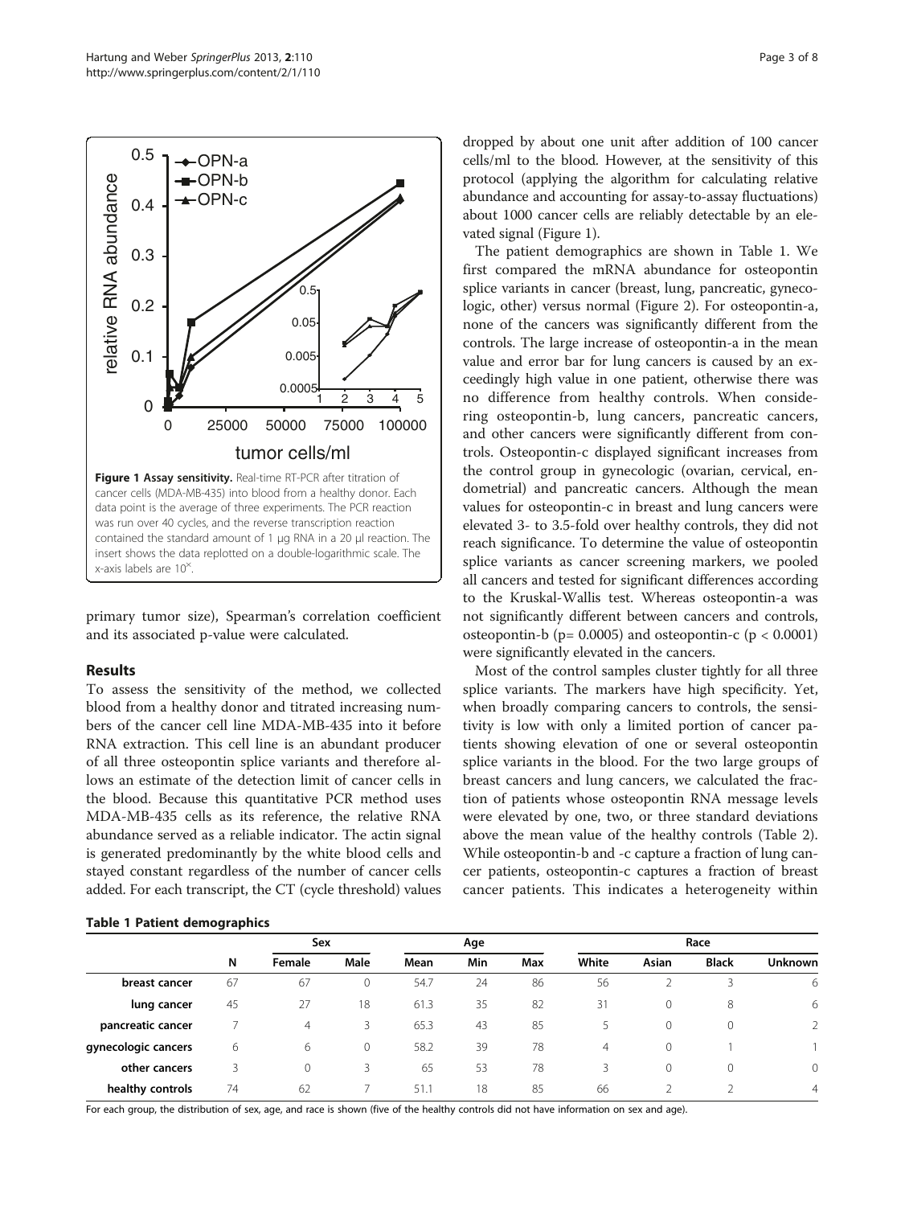**Figure 1 Assay sensitivity.** Real-time RT-PCR after titration of cancer cells (MDA-MB-435) into blood from a healthy donor. Each data point is the average of three experiments. The PCR reaction was run over 40 cycles, and the reverse transcription reaction contained the standard amount of 1 μg RNA in a 20 μl reaction. The insert shows the data replotted on a double-logarithmic scale. The x-axis labels are $10^x$.

primary tumor size), Spearman's correlation coefficient and its associated p-value were calculated.

## Results

To assess the sensitivity of the method, we collected blood from a healthy donor and titrated increasing numbers of the cancer cell line MDA-MB-435 into it before RNA extraction. This cell line is an abundant producer of all three osteopontin splice variants and therefore allows an estimate of the detection limit of cancer cells in the blood. Because this quantitative PCR method uses MDA-MB-435 cells as its reference, the relative RNA abundance served as a reliable indicator. The actin signal is generated predominantly by the white blood cells and stayed constant regardless of the number of cancer cells added. For each transcript, the CT (cycle threshold) values dropped by about one unit after addition of 100 cancer cells/ml to the blood. However, at the sensitivity of this protocol (applying the algorithm for calculating relative abundance and accounting for assay-to-assay fluctuations) about 1000 cancer cells are reliably detectable by an elevated signal (Figure 1).

The patient demographics are shown in Table 1. We first compared the mRNA abundance for osteopontin splice variants in cancer (breast, lung, pancreatic, gynecologic, other) versus normal (Figure 2). For osteopontin-a, none of the cancers was significantly different from the controls. The large increase of osteopontin-a in the mean value and error bar for lung cancers is caused by an exceedingly high value in one patient, otherwise there was no difference from healthy controls. When considering osteopontin-b, lung cancers, pancreatic cancers, and other cancers were significantly different from controls. Osteopontin-c displayed significant increases from the control group in gynecologic (ovarian, cervical, endometrial) and pancreatic cancers. Although the mean values for osteopontin-c in breast and lung cancers were elevated 3- to 3.5-fold over healthy controls, they did not reach significance. To determine the value of osteopontin splice variants as cancer screening markers, we pooled all cancers and tested for significant differences according to the Kruskal-Wallis test. Whereas osteopontin-a was not significantly different between cancers and controls, osteopontin-b ($p = 0.0005$) and osteopontin-c ($p < 0.0001$) were significantly elevated in the cancers.

Most of the control samples cluster tightly for all three splice variants. The markers have high specificity. Yet, when broadly comparing cancers to controls, the sensitivity is low with only a limited portion of cancer patients showing elevation of one or several osteopontin splice variants in the blood. For the two large groups of breast cancers and lung cancers, we calculated the fraction of patients whose osteopontin RNA message levels were elevated by one, two, or three standard deviations above the mean value of the healthy controls (Table 2). While osteopontin-b and -c capture a fraction of lung cancer patients, osteopontin-c captures a fraction of breast cancer patients. This indicates a heterogeneity within

**Table 1 Patient demographics**

| | N | Sex | | Age | | | Race | | | |
|---|---|---|---|---|---|---|---|---|---|---|
| | | Female | Male | Mean | Min | Max | White | Asian | Black | Unknown |
| **breast cancer** | 67 | 67 | 0 | 54.7 | 24 | 86 | 56 | 2 | 3 | 6 |
| **lung cancer** | 45 | 27 | 18 | 61.3 | 35 | 82 | 31 | 0 | 8 | 6 |
| **pancreatic cancer** | 7 | 4 | 3 | 65.3 | 43 | 85 | 5 | 0 | 0 | 2 |
| **gynecologic cancers** | 6 | 6 | 0 | 58.2 | 39 | 78 | 4 | 0 | 1 | 1 |
| **other cancers** | 3 | 0 | 3 | 65 | 53 | 78 | 3 | 0 | 0 | 0 |
| **healthy controls** | 74 | 62 | 7 | 51.1 | 18 | 85 | 66 | 2 | 2 | 4 |

For each group, the distribution of sex, age, and race is shown (five of the healthy controls did not have information on sex and age).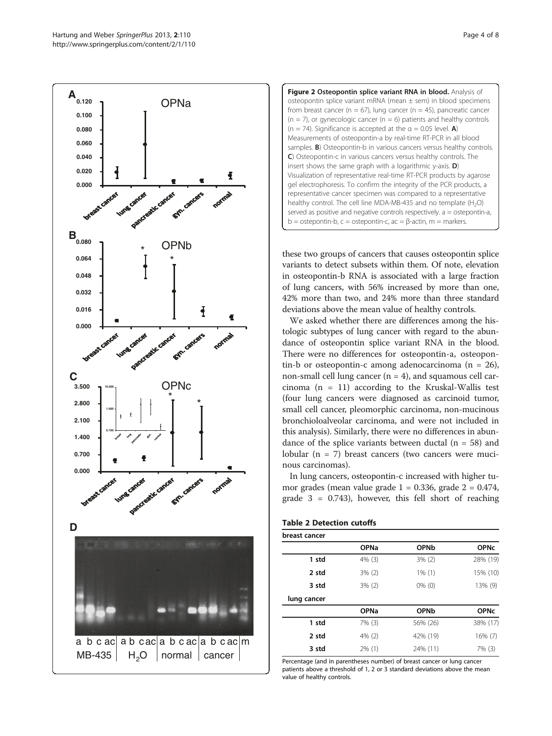**Figure 2 Osteopontin splice variant RNA in blood.** Analysis of osteopontin splice variant mRNA (mean ± sem) in blood specimens from breast cancer (n = 67), lung cancer (n = 45), pancreatic cancer (n = 7), or gynecologic cancer (n = 6) patients and healthy controls (n = 74). Significance is accepted at the α = 0.05 level. **A**) Measurements of osteopontin-a by real-time RT-PCR in all blood samples. **B**) Osteopontin-b in various cancers versus healthy controls. **C**) Osteopontin-c in various cancers versus healthy controls. The insert shows the same graph with a logarithmic y-axis. **D**) Visualization of representative real-time RT-PCR products by agarose gel electrophoresis. To confirm the integrity of the PCR products, a representative cancer specimen was compared to a representative healthy control. The cell line MDA-MB-435 and no template ($H_2O$) served as positive and negative controls respectively. a = ostepontin-a, b = ostepontin-b, c = ostepontin-c, ac = β-actin, m = markers.

these two groups of cancers that causes osteopontin splice variants to detect subsets within them. Of note, elevation in osteopontin-b RNA is associated with a large fraction of lung cancers, with 56% increased by more than one, 42% more than two, and 24% more than three standard deviations above the mean value of healthy controls.

We asked whether there are differences among the histologic subtypes of lung cancer with regard to the abundance of osteopontin splice variant RNA in the blood. There were no differences for osteopontin-a, osteopontin-b or osteopontin-c among adenocarcinoma (n = 26), non-small cell lung cancer (n = 4), and squamous cell carcinoma (n = 11) according to the Kruskal-Wallis test (four lung cancers were diagnosed as carcinoid tumor, small cell cancer, pleomorphic carcinoma, non-mucinous bronchioloalveolar carcinoma, and were not included in this analysis). Similarly, there were no differences in abundance of the splice variants between ductal (n = 58) and lobular (n = 7) breast cancers (two cancers were mucinous carcinomas).

In lung cancers, osteopontin-c increased with higher tumor grades (mean value grade 1 = 0.336, grade 2 = 0.474, grade 3 = 0.743), however, this fell short of reaching

**Table 2 Detection cutoffs**

| breast cancer | | | |
|---|---|---|---|
| | **OPNa** | **OPNb** | **OPNc** |
| **1 std** | 4% (3) | 3% (2) | 28% (19) |
| **2 std** | 3% (2) | 1% (1) | 15% (10) |
| **3 std** | 3% (2) | 0% (0) | 13% (9) |
| **lung cancer** | | | |
| | **OPNa** | **OPNb** | **OPNc** |
| **1 std** | 7% (3) | 56% (26) | 38% (17) |
| **2 std** | 4% (2) | 42% (19) | 16% (7) |
| **3 std** | 2% (1) | 24% (11) | 7% (3) |

Percentage (and in parentheses number) of breast cancer or lung cancer patients above a threshold of 1, 2 or 3 standard deviations above the mean value of healthy controls.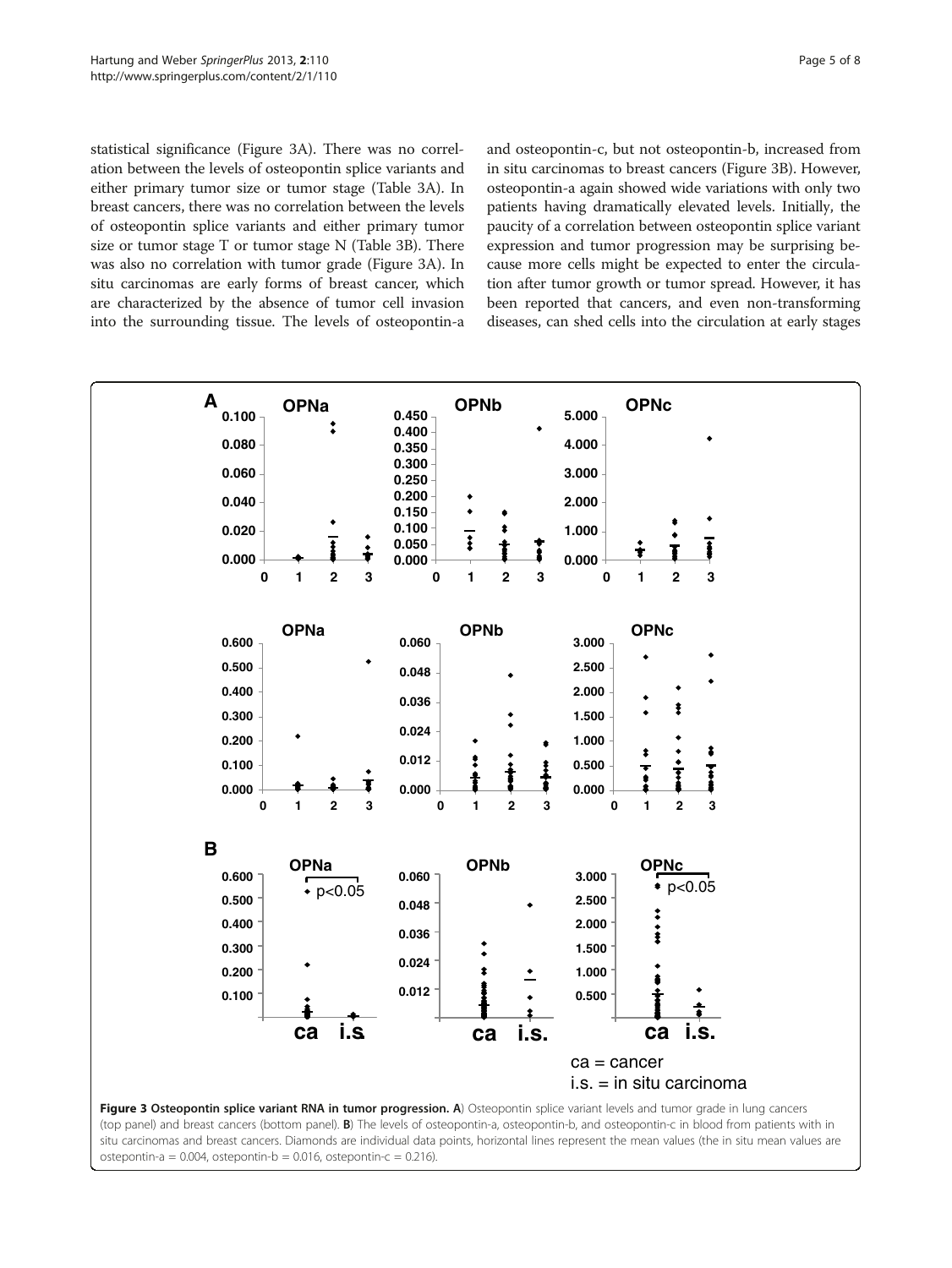statistical significance (Figure 3A). There was no correlation between the levels of osteopontin splice variants and either primary tumor size or tumor stage (Table 3A). In breast cancers, there was no correlation between the levels of osteopontin splice variants and either primary tumor size or tumor stage T or tumor stage N (Table 3B). There was also no correlation with tumor grade (Figure 3A). In situ carcinomas are early forms of breast cancer, which are characterized by the absence of tumor cell invasion into the surrounding tissue. The levels of osteopontin-a and osteopontin-c, but not osteopontin-b, increased from in situ carcinomas to breast cancers (Figure 3B). However, osteopontin-a again showed wide variations with only two patients having dramatically elevated levels. Initially, the paucity of a correlation between osteopontin splice variant expression and tumor progression may be surprising because more cells might be expected to enter the circulation after tumor growth or tumor spread. However, it has been reported that cancers, and even non-transforming diseases, can shed cells into the circulation at early stages

**Figure 3 Osteopontin splice variant RNA in tumor progression. A**) Osteopontin splice variant levels and tumor grade in lung cancers (top panel) and breast cancers (bottom panel). **B**) The levels of osteopontin-a, osteopontin-b, and osteopontin-c in blood from patients with in situ carcinomas and breast cancers. Diamonds are individual data points, horizontal lines represent the mean values (the in situ mean values are ostepontin-a = 0.004, ostepontin-b = 0.016, ostepontin-c = 0.216).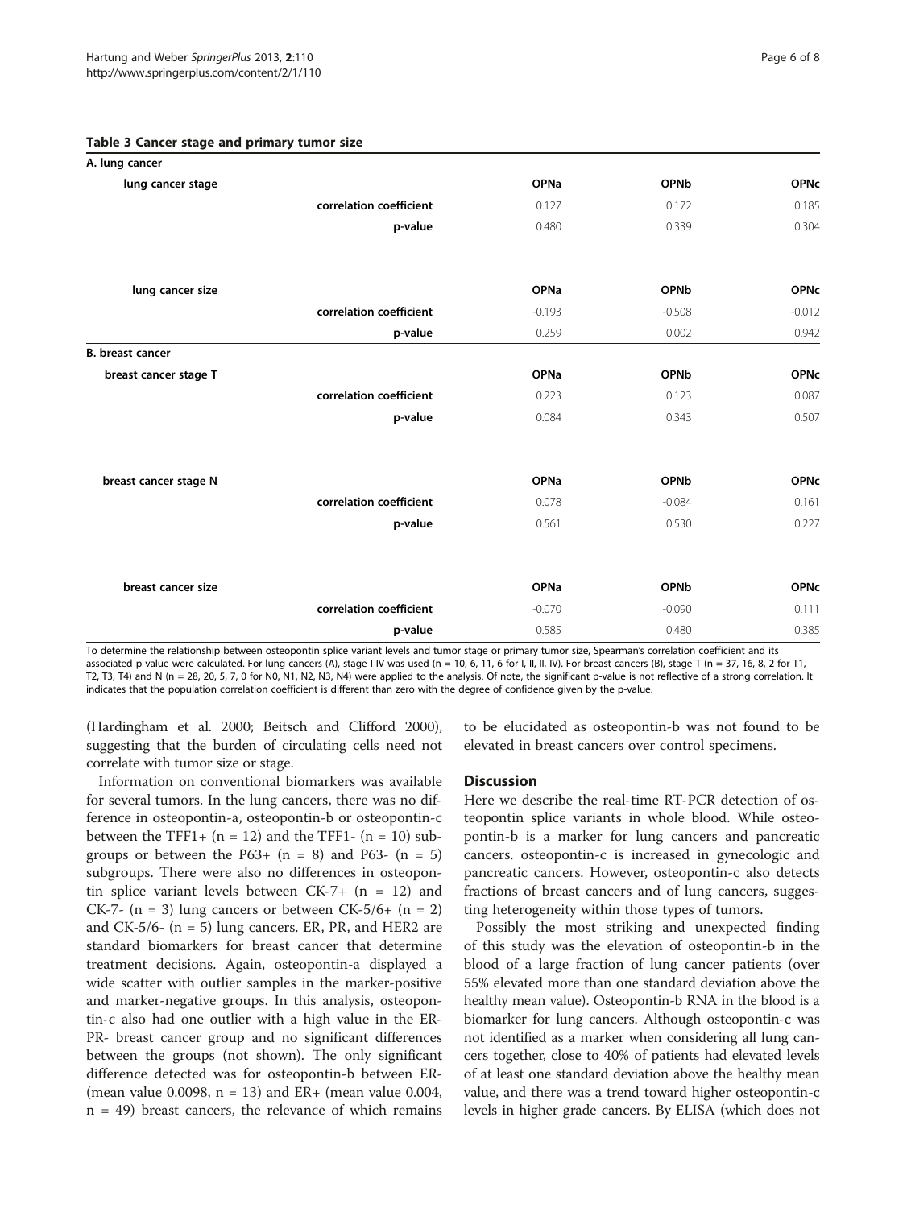**Table 3 Cancer stage and primary tumor size**

| A. lung cancer | | OPNa | OPNb | OPNc |
|---|---|---|---|---|
| lung cancer stage | | OPNa | OPNb | OPNc |
| | correlation coefficient | 0.127 | 0.172 | 0.185 |
| | p-value | 0.480 | 0.339 | 0.304 |
| lung cancer size | | OPNa | OPNb | OPNc |
| | correlation coefficient | -0.193 | -0.508 | -0.012 |
| | p-value | 0.259 | 0.002 | 0.942 |
| **B. breast cancer** | | | | |
| breast cancer stage T | | OPNa | OPNb | OPNc |
| | correlation coefficient | 0.223 | 0.123 | 0.087 |
| | p-value | 0.084 | 0.343 | 0.507 |
| breast cancer stage N | | OPNa | OPNb | OPNc |
| | correlation coefficient | 0.078 | -0.084 | 0.161 |
| | p-value | 0.561 | 0.530 | 0.227 |
| breast cancer size | | OPNa | OPNb | OPNc |
| | correlation coefficient | -0.070 | -0.090 | 0.111 |
| | p-value | 0.585 | 0.480 | 0.385 |

To determine the relationship between osteopontin splice variant levels and tumor stage or primary tumor size, Spearman's correlation coefficient and its associated p-value were calculated. For lung cancers (A), stage I-IV was used (n = 10, 6, 11, 6 for I, II, II, IV). For breast cancers (B), stage T (n = 37, 16, 8, 2 for T1, T2, T3, T4) and N (n = 28, 20, 5, 7, 0 for N0, N1, N2, N3, N4) were applied to the analysis. Of note, the significant p-value is not reflective of a strong correlation. It indicates that the population correlation coefficient is different than zero with the degree of confidence given by the p-value.

(Hardingham et al. 2000; Beitsch and Clifford 2000), suggesting that the burden of circulating cells need not correlate with tumor size or stage.

Information on conventional biomarkers was available for several tumors. In the lung cancers, there was no difference in osteopontin-a, osteopontin-b or osteopontin-c between the TFF1+ (n = 12) and the TFF1- (n = 10) subgroups or between the P63+ (n = 8) and P63- (n = 5) subgroups. There were also no differences in osteopontin splice variant levels between CK-7+ (n = 12) and CK-7- (n = 3) lung cancers or between CK-5/6+ (n = 2) and CK-5/6- (n = 5) lung cancers. ER, PR, and HER2 are standard biomarkers for breast cancer that determine treatment decisions. Again, osteopontin-a displayed a wide scatter with outlier samples in the marker-positive and marker-negative groups. In this analysis, osteopontin-c also had one outlier with a high value in the ER-PR- breast cancer group and no significant differences between the groups (not shown). The only significant difference detected was for osteopontin-b between ER- (mean value 0.0098, n = 13) and ER+ (mean value 0.004, n = 49) breast cancers, the relevance of which remains to be elucidated as osteopontin-b was not found to be elevated in breast cancers over control specimens.

## Discussion

Here we describe the real-time RT-PCR detection of osteopontin splice variants in whole blood. While osteopontin-b is a marker for lung cancers and pancreatic cancers. osteopontin-c is increased in gynecologic and pancreatic cancers. However, osteopontin-c also detects fractions of breast cancers and of lung cancers, suggesting heterogeneity within those types of tumors.

Possibly the most striking and unexpected finding of this study was the elevation of osteopontin-b in the blood of a large fraction of lung cancer patients (over 55% elevated more than one standard deviation above the healthy mean value). Osteopontin-b RNA in the blood is a biomarker for lung cancers. Although osteopontin-c was not identified as a marker when considering all lung cancers together, close to 40% of patients had elevated levels of at least one standard deviation above the healthy mean value, and there was a trend toward higher osteopontin-c levels in higher grade cancers. By ELISA (which does not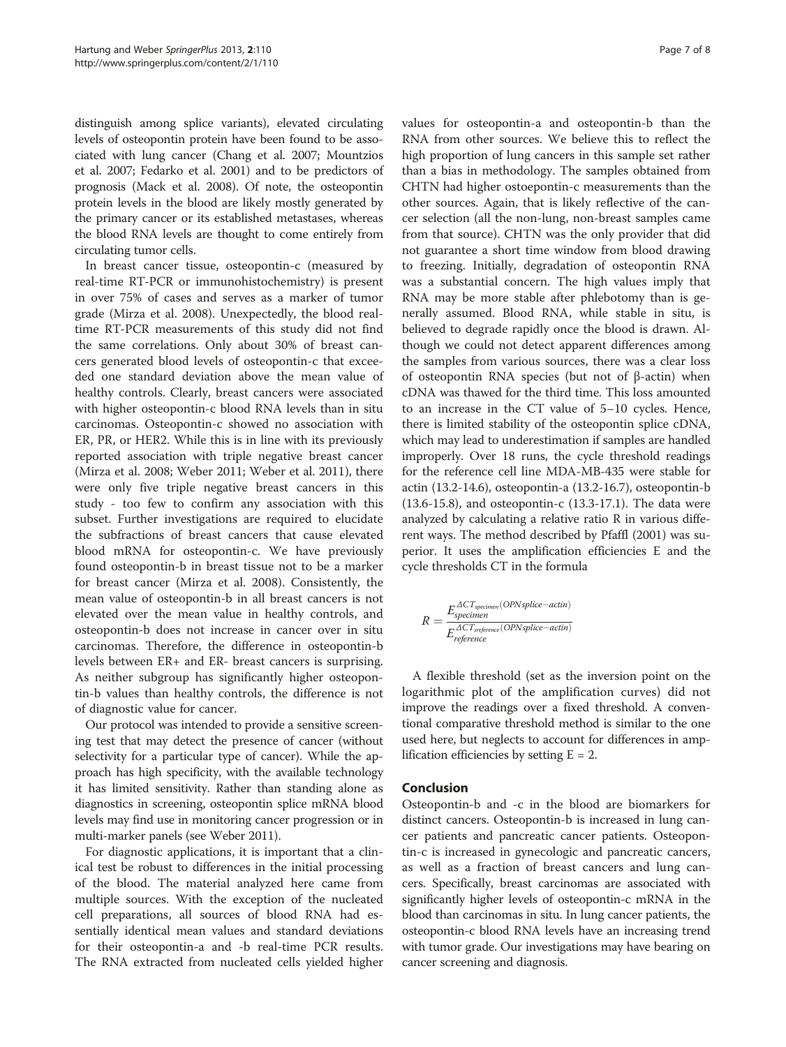distinguish among splice variants), elevated circulating levels of osteopontin protein have been found to be associated with lung cancer (Chang et al. 2007; Mountzios et al. 2007; Fedarko et al. 2001) and to be predictors of prognosis (Mack et al. 2008). Of note, the osteopontin protein levels in the blood are likely mostly generated by the primary cancer or its established metastases, whereas the blood RNA levels are thought to come entirely from circulating tumor cells.

In breast cancer tissue, osteopontin-c (measured by real-time RT-PCR or immunohistochemistry) is present in over 75% of cases and serves as a marker of tumor grade (Mirza et al. 2008). Unexpectedly, the blood real-time RT-PCR measurements of this study did not find the same correlations. Only about 30% of breast cancers generated blood levels of osteopontin-c that exceeded one standard deviation above the mean value of healthy controls. Clearly, breast cancers were associated with higher osteopontin-c blood RNA levels than in situ carcinomas. Osteopontin-c showed no association with ER, PR, or HER2. While this is in line with its previously reported association with triple negative breast cancer (Mirza et al. 2008; Weber 2011; Weber et al. 2011), there were only five triple negative breast cancers in this study - too few to confirm any association with this subset. Further investigations are required to elucidate the subfractions of breast cancers that cause elevated blood mRNA for osteopontin-c. We have previously found osteopontin-b in breast tissue not to be a marker for breast cancer (Mirza et al. 2008). Consistently, the mean value of osteopontin-b in all breast cancers is not elevated over the mean value in healthy controls, and osteopontin-b does not increase in cancer over in situ carcinomas. Therefore, the difference in osteopontin-b levels between ER+ and ER- breast cancers is surprising. As neither subgroup has significantly higher osteopontin-b values than healthy controls, the difference is not of diagnostic value for cancer.

Our protocol was intended to provide a sensitive screening test that may detect the presence of cancer (without selectivity for a particular type of cancer). While the approach has high specificity, with the available technology it has limited sensitivity. Rather than standing alone as diagnostics in screening, osteopontin splice mRNA blood levels may find use in monitoring cancer progression or in multi-marker panels (see Weber 2011).

For diagnostic applications, it is important that a clinical test be robust to differences in the initial processing of the blood. The material analyzed here came from multiple sources. With the exception of the nucleated cell preparations, all sources of blood RNA had essentially identical mean values and standard deviations for their osteopontin-a and -b real-time PCR results. The RNA extracted from nucleated cells yielded higher values for osteopontin-a and osteopontin-b than the RNA from other sources. We believe this to reflect the high proportion of lung cancers in this sample set rather than a bias in methodology. The samples obtained from CHTN had higher ostoepontin-c measurements than the other sources. Again, that is likely reflective of the cancer selection (all the non-lung, non-breast samples came from that source). CHTN was the only provider that did not guarantee a short time window from blood drawing to freezing. Initially, degradation of osteopontin RNA was a substantial concern. The high values imply that RNA may be more stable after phlebotomy than is generally assumed. Blood RNA, while stable in situ, is believed to degrade rapidly once the blood is drawn. Although we could not detect apparent differences among the samples from various sources, there was a clear loss of osteopontin RNA species (but not of β-actin) when cDNA was thawed for the third time. This loss amounted to an increase in the CT value of 5–10 cycles. Hence, there is limited stability of the osteopontin splice cDNA, which may lead to underestimation if samples are handled improperly. Over 18 runs, the cycle threshold readings for the reference cell line MDA-MB-435 were stable for actin (13.2-14.6), osteopontin-a (13.2-16.7), osteopontin-b (13.6-15.8), and osteopontin-c (13.3-17.1). The data were analyzed by calculating a relative ratio R in various different ways. The method described by Pfaffl (2001) was superior. It uses the amplification efficiencies E and the cycle thresholds CT in the formula

$$R = \frac{E_{specimen}^{\Delta CT_{specimen}(OPNsplice-actin)}}{E_{reference}^{\Delta CT_{sreference}(OPNsplice-actin)}}$$

A flexible threshold (set as the inversion point on the logarithmic plot of the amplification curves) did not improve the readings over a fixed threshold. A conventional comparative threshold method is similar to the one used here, but neglects to account for differences in amplification efficiencies by setting $E = 2$.

## Conclusion

Osteopontin-b and -c in the blood are biomarkers for distinct cancers. Osteopontin-b is increased in lung cancer patients and pancreatic cancer patients. Osteopontin-c is increased in gynecologic and pancreatic cancers, as well as a fraction of breast cancers and lung cancers. Specifically, breast carcinomas are associated with significantly higher levels of osteopontin-c mRNA in the blood than carcinomas in situ. In lung cancer patients, the osteopontin-c blood RNA levels have an increasing trend with tumor grade. Our investigations may have bearing on cancer screening and diagnosis.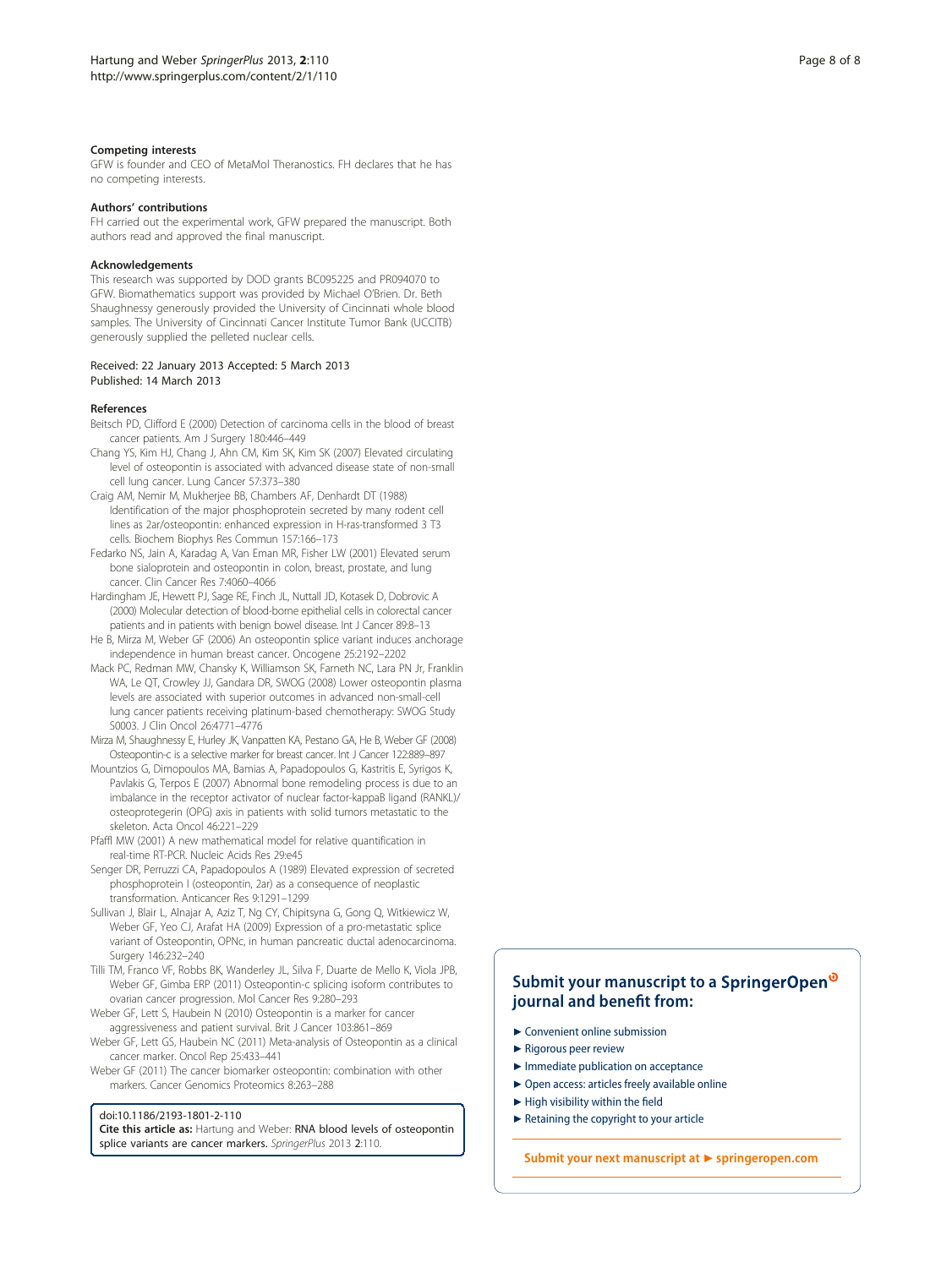### Competing interests

GFW is founder and CEO of MetaMol Theranostics. FH declares that he has no competing interests.

### Authors' contributions

FH carried out the experimental work, GFW prepared the manuscript. Both authors read and approved the final manuscript.

### Acknowledgements

This research was supported by DOD grants BC095225 and PR094070 to GFW. Biomathematics support was provided by Michael O'Brien. Dr. Beth Shaughnessy generously provided the University of Cincinnati whole blood samples. The University of Cincinnati Cancer Institute Tumor Bank (UCCITB) generously supplied the pelleted nuclear cells.

Received: 22 January 2013 Accepted: 5 March 2013
Published: 14 March 2013

### References

Beitsch PD, Clifford E (2000) Detection of carcinoma cells in the blood of breast cancer patients. Am J Surgery 180:446–449

Chang YS, Kim HJ, Chang J, Ahn CM, Kim SK, Kim SK (2007) Elevated circulating level of osteopontin is associated with advanced disease state of non-small cell lung cancer. Lung Cancer 57:373–380

Craig AM, Nemir M, Mukherjee BB, Chambers AF, Denhardt DT (1988) Identification of the major phosphoprotein secreted by many rodent cell lines as 2ar/osteopontin: enhanced expression in H-ras-transformed 3 T3 cells. Biochem Biophys Res Commun 157:166–173

Fedarko NS, Jain A, Karadag A, Van Eman MR, Fisher LW (2001) Elevated serum bone sialoprotein and osteopontin in colon, breast, prostate, and lung cancer. Clin Cancer Res 7:4060–4066

Hardingham JE, Hewett PJ, Sage RE, Finch JL, Nuttall JD, Kotasek D, Dobrovic A (2000) Molecular detection of blood-borne epithelial cells in colorectal cancer patients and in patients with benign bowel disease. Int J Cancer 89:8–13

He B, Mirza M, Weber GF (2006) An osteopontin splice variant induces anchorage independence in human breast cancer. Oncogene 25:2192–2202

Mack PC, Redman MW, Chansky K, Williamson SK, Farneth NC, Lara PN Jr, Franklin WA, Le QT, Crowley JJ, Gandara DR, SWOG (2008) Lower osteopontin plasma levels are associated with superior outcomes in advanced non-small-cell lung cancer patients receiving platinum-based chemotherapy: SWOG Study S0003. J Clin Oncol 26:4771–4776

Mirza M, Shaughnessy E, Hurley JK, Vanpatten KA, Pestano GA, He B, Weber GF (2008) Osteopontin-c is a selective marker for breast cancer. Int J Cancer 122:889–897

Mountzios G, Dimopoulos MA, Bamias A, Papadopoulos G, Kastritis E, Syrigos K, Pavlakis G, Terpos E (2007) Abnormal bone remodeling process is due to an imbalance in the receptor activator of nuclear factor-kappaB ligand (RANKL)/osteoprotegerin (OPG) axis in patients with solid tumors metastatic to the skeleton. Acta Oncol 46:221–229

Pfaffl MW (2001) A new mathematical model for relative quantification in real-time RT-PCR. Nucleic Acids Res 29:e45

Senger DR, Perruzzi CA, Papadopoulos A (1989) Elevated expression of secreted phosphoprotein I (osteopontin, 2ar) as a consequence of neoplastic transformation. Anticancer Res 9:1291–1299

Sullivan J, Blair L, Alnajar A, Aziz T, Ng CY, Chipitsyna G, Gong Q, Witkiewicz W, Weber GF, Yeo CJ, Arafat HA (2009) Expression of a pro-metastatic splice variant of Osteopontin, OPNc, in human pancreatic ductal adenocarcinoma. Surgery 146:232–240

Tilli TM, Franco VF, Robbs BK, Wanderley JL, Silva F, Duarte de Mello K, Viola JPB, Weber GF, Gimba ERP (2011) Osteopontin-c splicing isoform contributes to ovarian cancer progression. Mol Cancer Res 9:280–293

Weber GF, Lett S, Haubein N (2010) Osteopontin is a marker for cancer aggressiveness and patient survival. Brit J Cancer 103:861–869

Weber GF, Lett GS, Haubein NC (2011) Meta-analysis of Osteopontin as a clinical cancer marker. Oncol Rep 25:433–441

Weber GF (2011) The cancer biomarker osteopontin: combination with other markers. Cancer Genomics Proteomics 8:263–288

doi:10.1186/2193-1801-2-110
**Cite this article as:** Hartung and Weber: RNA blood levels of osteopontin splice variants are cancer markers. *SpringerPlus* 2013 **2**:110.

**Submit your manuscript to a SpringerOpen journal and benefit from:**

- ► Convenient online submission
- ► Rigorous peer review
- ► Immediate publication on acceptance
- ► Open access: articles freely available online
- ► High visibility within the field
- ► Retaining the copyright to your article

**Submit your next manuscript at ► springeropen.com**